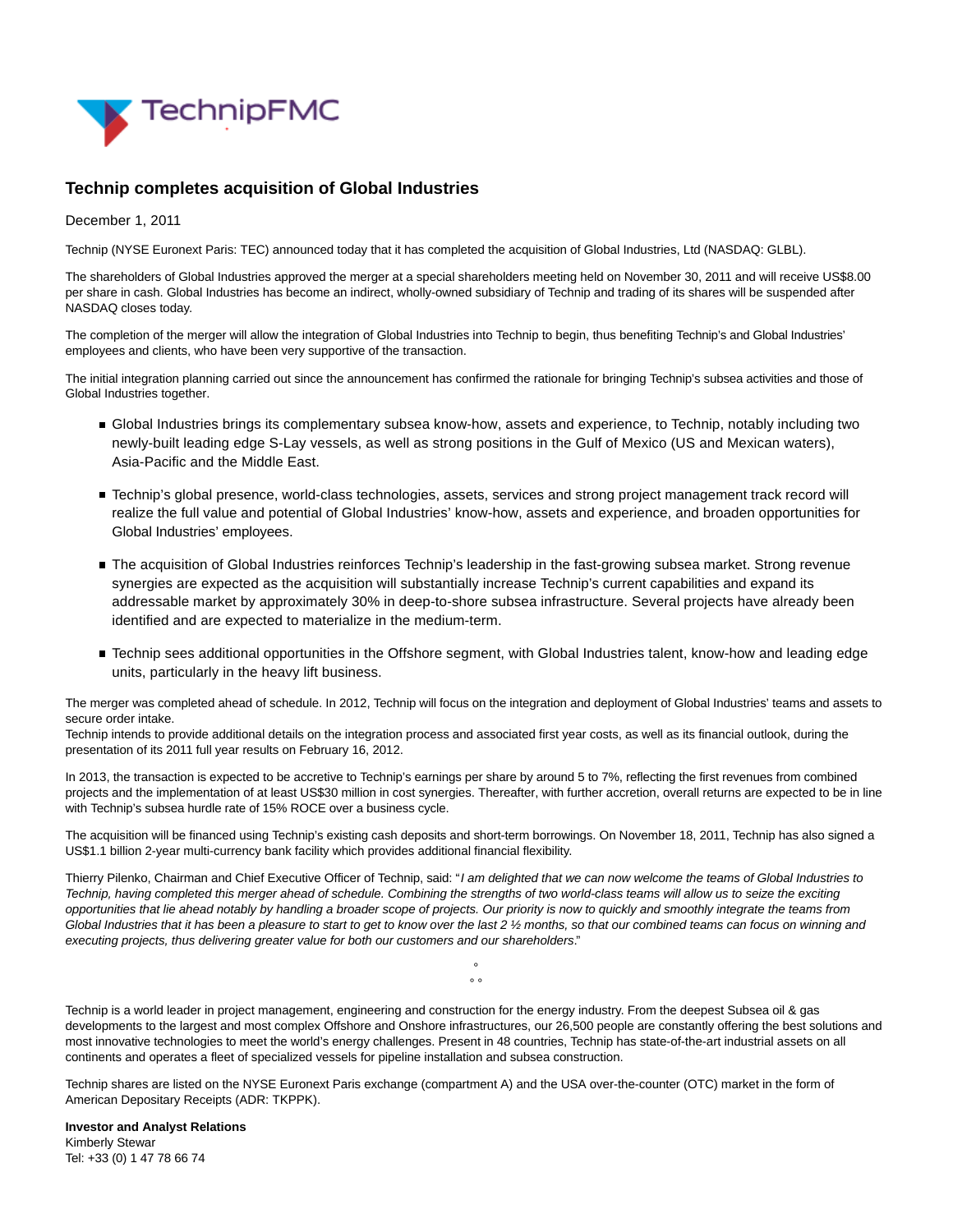TechnipFMC

# Technip completes acquisition of Global Industries

December 1, 2011

Technip (NYSE Euronext Paris: TEC) announced today that it has completed the acquisition of Global Industries, Ltd (NASDAQ: GLBL).

The shareholders of Global Industries approved the merger at a special shareholders meeting held on November 30, 2011 and will receive US$8.00 per share in cash. Global Industries has become an indirect, wholly-owned subsidiary of Technip and trading of its shares will be suspended after NASDAQ closes today.

The completion of the merger will allow the integration of Global Industries into Technip to begin, thus benefiting Technip's and Global Industries' employees and clients, who have been very supportive of the transaction.

The initial integration planning carried out since the announcement has confirmed the rationale for bringing Technip's subsea activities and those of Global Industries together.

- Global Industries brings its complementary subsea know-how, assets and experience, to Technip, notably including two newly-built leading edge S-Lay vessels, as well as strong positions in the Gulf of Mexico (US and Mexican waters), Asia-Pacific and the Middle East.
- Technip's global presence, world-class technologies, assets, services and strong project management track record will realize the full value and potential of Global Industries' know-how, assets and experience, and broaden opportunities for Global Industries' employees.
- The acquisition of Global Industries reinforces Technip's leadership in the fast-growing subsea market. Strong revenue synergies are expected as the acquisition will substantially increase Technip's current capabilities and expand its addressable market by approximately 30% in deep-to-shore subsea infrastructure. Several projects have already been identified and are expected to materialize in the medium-term.
- Technip sees additional opportunities in the Offshore segment, with Global Industries talent, know-how and leading edge units, particularly in the heavy lift business.

The merger was completed ahead of schedule. In 2012, Technip will focus on the integration and deployment of Global Industries' teams and assets to secure order intake.
Technip intends to provide additional details on the integration process and associated first year costs, as well as its financial outlook, during the presentation of its 2011 full year results on February 16, 2012.

In 2013, the transaction is expected to be accretive to Technip's earnings per share by around 5 to 7%, reflecting the first revenues from combined projects and the implementation of at least US$30 million in cost synergies. Thereafter, with further accretion, overall returns are expected to be in line with Technip's subsea hurdle rate of 15% ROCE over a business cycle.

The acquisition will be financed using Technip's existing cash deposits and short-term borrowings. On November 18, 2011, Technip has also signed a US$1.1 billion 2-year multi-currency bank facility which provides additional financial flexibility.

Thierry Pilenko, Chairman and Chief Executive Officer of Technip, said: "*I am delighted that we can now welcome the teams of Global Industries to Technip, having completed this merger ahead of schedule. Combining the strengths of two world-class teams will allow us to seize the exciting opportunities that lie ahead notably by handling a broader scope of projects. Our priority is now to quickly and smoothly integrate the teams from Global Industries that it has been a pleasure to start to get to know over the last 2 ½ months, so that our combined teams can focus on winning and executing projects, thus delivering greater value for both our customers and our shareholders*."

°
° °

Technip is a world leader in project management, engineering and construction for the energy industry. From the deepest Subsea oil & gas developments to the largest and most complex Offshore and Onshore infrastructures, our 26,500 people are constantly offering the best solutions and most innovative technologies to meet the world's energy challenges. Present in 48 countries, Technip has state-of-the-art industrial assets on all continents and operates a fleet of specialized vessels for pipeline installation and subsea construction.

Technip shares are listed on the NYSE Euronext Paris exchange (compartment A) and the USA over-the-counter (OTC) market in the form of American Depositary Receipts (ADR: TKPPK).

**Investor and Analyst Relations**
Kimberly Stewar
Tel: +33 (0) 1 47 78 66 74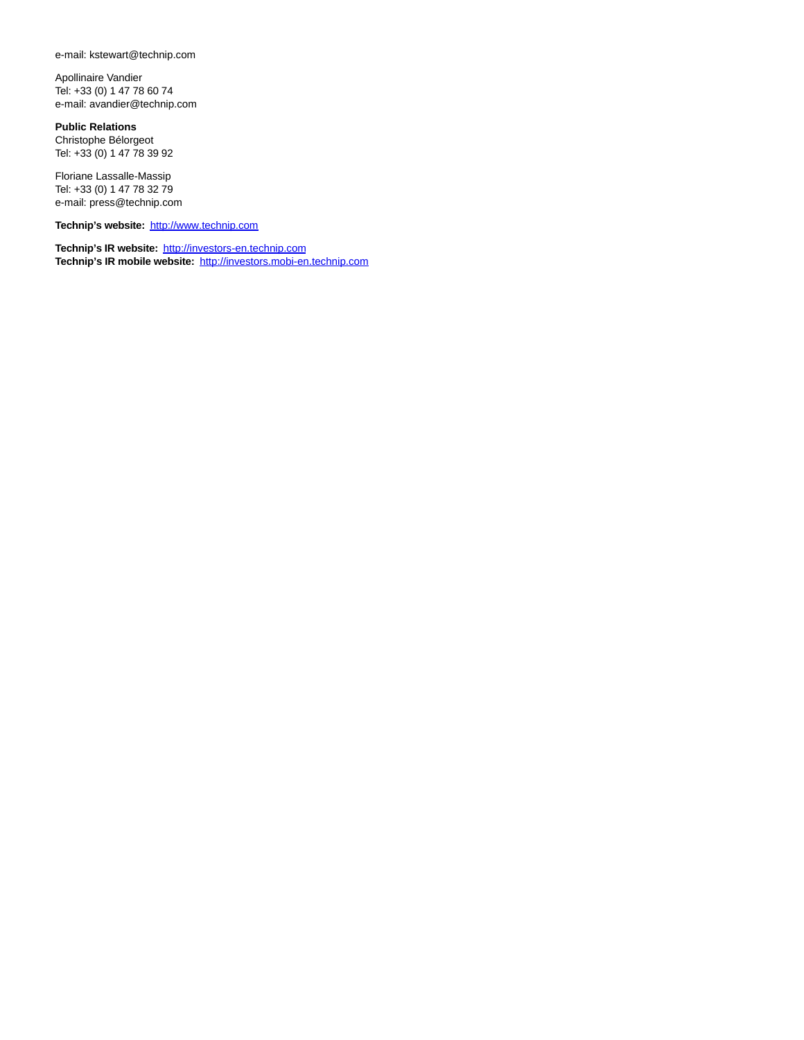e-mail: kstewart@technip.com

Apollinaire Vandier
Tel: +33 (0) 1 47 78 60 74
e-mail: avandier@technip.com

**Public Relations**
Christophe Bélorgeot
Tel: +33 (0) 1 47 78 39 92

Floriane Lassalle-Massip
Tel: +33 (0) 1 47 78 32 79
e-mail: press@technip.com

**Technip's website:** http://www.technip.com

**Technip's IR website:** http://investors-en.technip.com
**Technip's IR mobile website:** http://investors.mobi-en.technip.com